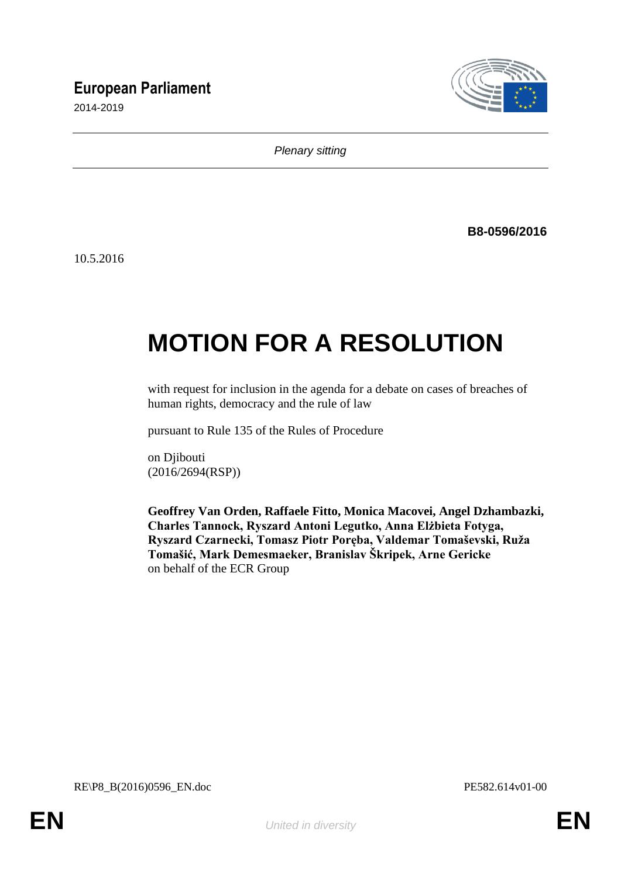**European Parliament**

2014-2019

*Plenary sitting*

**B8-0596/2016**

10.5.2016

# MOTION FOR A RESOLUTION

with request for inclusion in the agenda for a debate on cases of breaches of human rights, democracy and the rule of law

pursuant to Rule 135 of the Rules of Procedure

on Djibouti
(2016/2694(RSP))

**Geoffrey Van Orden, Raffaele Fitto, Monica Macovei, Angel Dzhambazki, Charles Tannock, Ryszard Antoni Legutko, Anna Elżbieta Fotyga, Ryszard Czarnecki, Tomasz Piotr Poręba, Valdemar Tomaševski, Ruža Tomašić, Mark Demesmaeker, Branislav Škripek, Arne Gericke**
on behalf of the ECR Group

RE\P8_B(2016)0596_EN.doc PE582.614v01-00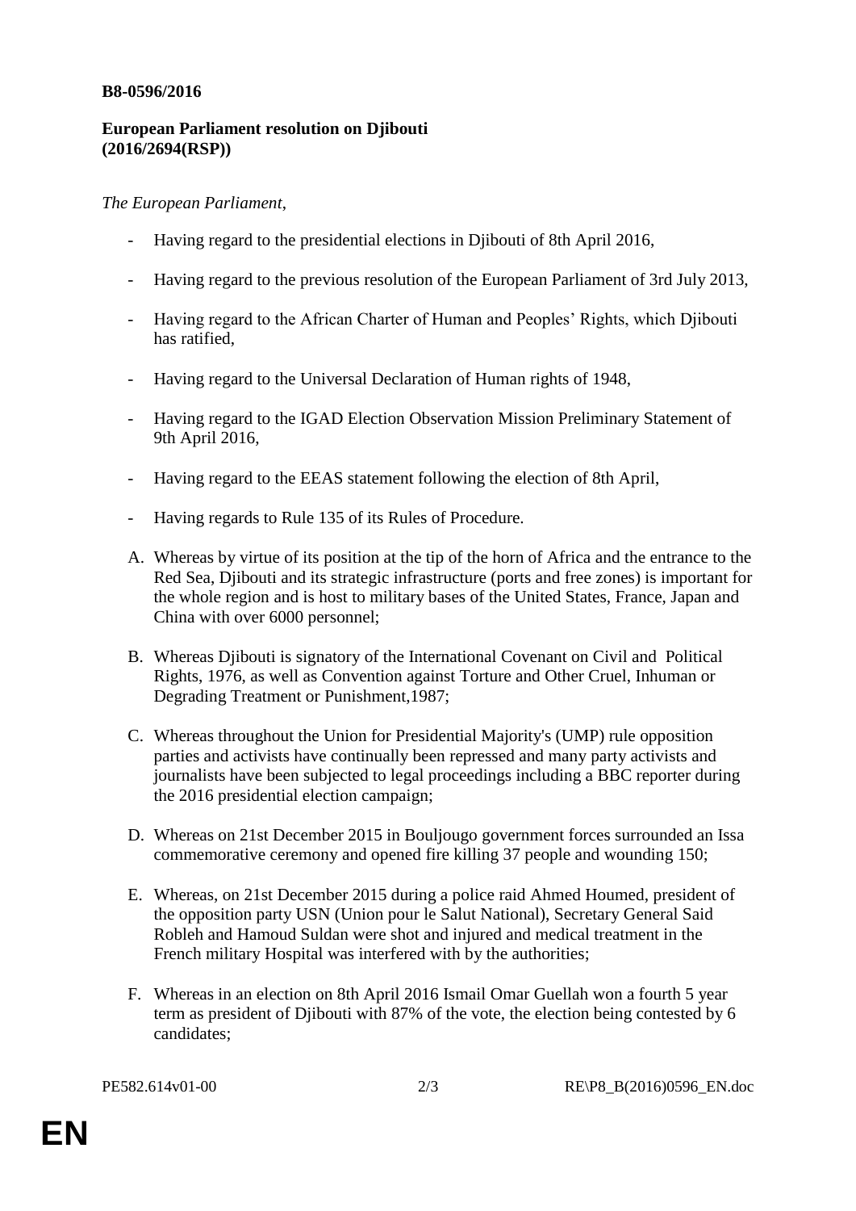**B8-0596/2016**

**European Parliament resolution on Djibouti (2016/2694(RSP))**

*The European Parliament*,

- Having regard to the presidential elections in Djibouti of 8th April 2016,
- Having regard to the previous resolution of the European Parliament of 3rd July 2013,
- Having regard to the African Charter of Human and Peoples' Rights, which Djibouti has ratified,
- Having regard to the Universal Declaration of Human rights of 1948,
- Having regard to the IGAD Election Observation Mission Preliminary Statement of 9th April 2016,
- Having regard to the EEAS statement following the election of 8th April,
- Having regards to Rule 135 of its Rules of Procedure.

A. Whereas by virtue of its position at the tip of the horn of Africa and the entrance to the Red Sea, Djibouti and its strategic infrastructure (ports and free zones) is important for the whole region and is host to military bases of the United States, France, Japan and China with over 6000 personnel;

B. Whereas Djibouti is signatory of the International Covenant on Civil and Political Rights, 1976, as well as Convention against Torture and Other Cruel, Inhuman or Degrading Treatment or Punishment,1987;

C. Whereas throughout the Union for Presidential Majority's (UMP) rule opposition parties and activists have continually been repressed and many party activists and journalists have been subjected to legal proceedings including a BBC reporter during the 2016 presidential election campaign;

D. Whereas on 21st December 2015 in Bouljougo government forces surrounded an Issa commemorative ceremony and opened fire killing 37 people and wounding 150;

E. Whereas, on 21st December 2015 during a police raid Ahmed Houmed, president of the opposition party USN (Union pour le Salut National), Secretary General Said Robleh and Hamoud Suldan were shot and injured and medical treatment in the French military Hospital was interfered with by the authorities;

F. Whereas in an election on 8th April 2016 Ismail Omar Guellah won a fourth 5 year term as president of Djibouti with 87% of the vote, the election being contested by 6 candidates;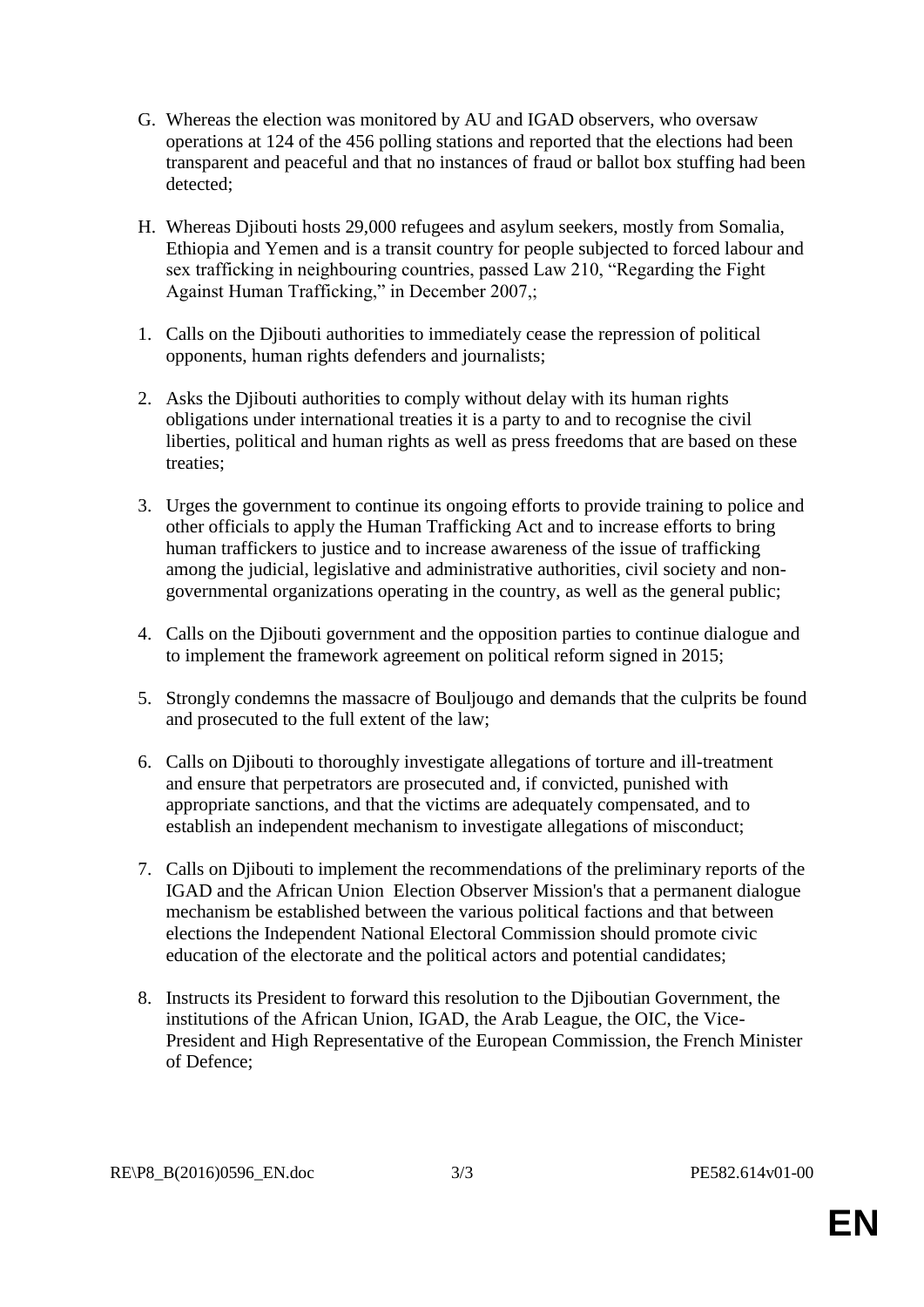G. Whereas the election was monitored by AU and IGAD observers, who oversaw operations at 124 of the 456 polling stations and reported that the elections had been transparent and peaceful and that no instances of fraud or ballot box stuffing had been detected;

H. Whereas Djibouti hosts 29,000 refugees and asylum seekers, mostly from Somalia, Ethiopia and Yemen and is a transit country for people subjected to forced labour and sex trafficking in neighbouring countries, passed Law 210, "Regarding the Fight Against Human Trafficking," in December 2007,;

1. Calls on the Djibouti authorities to immediately cease the repression of political opponents, human rights defenders and journalists;

2. Asks the Djibouti authorities to comply without delay with its human rights obligations under international treaties it is a party to and to recognise the civil liberties, political and human rights as well as press freedoms that are based on these treaties;

3. Urges the government to continue its ongoing efforts to provide training to police and other officials to apply the Human Trafficking Act and to increase efforts to bring human traffickers to justice and to increase awareness of the issue of trafficking among the judicial, legislative and administrative authorities, civil society and non-governmental organizations operating in the country, as well as the general public;

4. Calls on the Djibouti government and the opposition parties to continue dialogue and to implement the framework agreement on political reform signed in 2015;

5. Strongly condemns the massacre of Bouljougo and demands that the culprits be found and prosecuted to the full extent of the law;

6. Calls on Djibouti to thoroughly investigate allegations of torture and ill-treatment and ensure that perpetrators are prosecuted and, if convicted, punished with appropriate sanctions, and that the victims are adequately compensated, and to establish an independent mechanism to investigate allegations of misconduct;

7. Calls on Djibouti to implement the recommendations of the preliminary reports of the IGAD and the African Union Election Observer Mission's that a permanent dialogue mechanism be established between the various political factions and that between elections the Independent National Electoral Commission should promote civic education of the electorate and the political actors and potential candidates;

8. Instructs its President to forward this resolution to the Djiboutian Government, the institutions of the African Union, IGAD, the Arab League, the OIC, the Vice-President and High Representative of the European Commission, the French Minister of Defence;